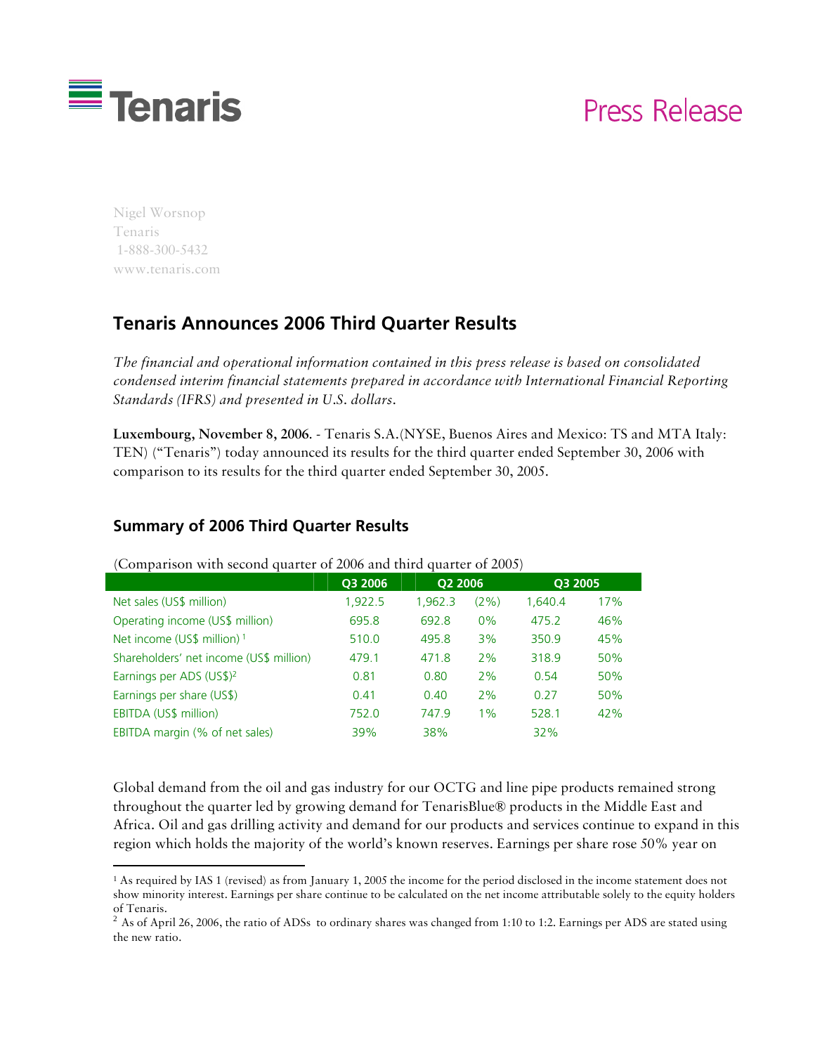Tenaris

Press Release

Nigel Worsnop
Tenaris
1-888-300-5432
www.tenaris.com

## Tenaris Announces 2006 Third Quarter Results

*The financial and operational information contained in this press release is based on consolidated condensed interim financial statements prepared in accordance with International Financial Reporting Standards (IFRS) and presented in U.S. dollars.*

**Luxembourg, November 8, 2006**. - Tenaris S.A.(NYSE, Buenos Aires and Mexico: TS and MTA Italy: TEN) ("Tenaris") today announced its results for the third quarter ended September 30, 2006 with comparison to its results for the third quarter ended September 30, 2005.

## Summary of 2006 Third Quarter Results

(Comparison with second quarter of 2006 and third quarter of 2005)

| | Q3 2006 | Q2 2006 | | Q3 2005 | |
|---|---|---|---|---|---|
| Net sales (US$ million) | 1,922.5 | 1,962.3 | (2%) | 1,640.4 | 17% |
| Operating income (US$ million) | 695.8 | 692.8 | 0% | 475.2 | 46% |
| Net income (US$ million) [1] | 510.0 | 495.8 | 3% | 350.9 | 45% |
| Shareholders' net income (US$ million) | 479.1 | 471.8 | 2% | 318.9 | 50% |
| Earnings per ADS (US$)[2] | 0.81 | 0.80 | 2% | 0.54 | 50% |
| Earnings per share (US$) | 0.41 | 0.40 | 2% | 0.27 | 50% |
| EBITDA (US$ million) | 752.0 | 747.9 | 1% | 528.1 | 42% |
| EBITDA margin (% of net sales) | 39% | 38% | | 32% | |

Global demand from the oil and gas industry for our OCTG and line pipe products remained strong throughout the quarter led by growing demand for TenarisBlue® products in the Middle East and Africa. Oil and gas drilling activity and demand for our products and services continue to expand in this region which holds the majority of the world's known reserves. Earnings per share rose 50% year on

[1] As required by IAS 1 (revised) as from January 1, 2005 the income for the period disclosed in the income statement does not show minority interest. Earnings per share continue to be calculated on the net income attributable solely to the equity holders of Tenaris.

[2] As of April 26, 2006, the ratio of ADSs to ordinary shares was changed from 1:10 to 1:2. Earnings per ADS are stated using the new ratio.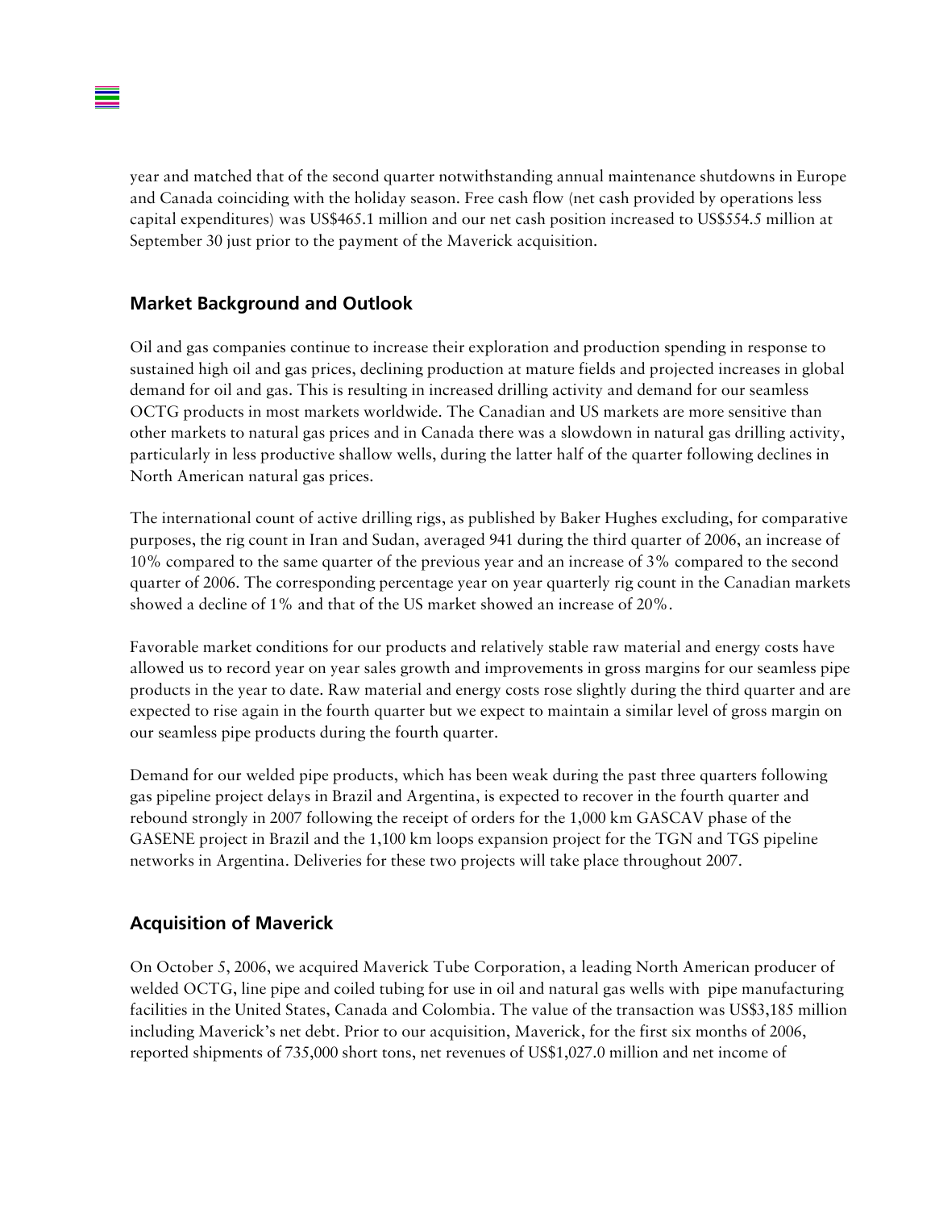year and matched that of the second quarter notwithstanding annual maintenance shutdowns in Europe and Canada coinciding with the holiday season. Free cash flow (net cash provided by operations less capital expenditures) was US$465.1 million and our net cash position increased to US$554.5 million at September 30 just prior to the payment of the Maverick acquisition.

## Market Background and Outlook

Oil and gas companies continue to increase their exploration and production spending in response to sustained high oil and gas prices, declining production at mature fields and projected increases in global demand for oil and gas. This is resulting in increased drilling activity and demand for our seamless OCTG products in most markets worldwide. The Canadian and US markets are more sensitive than other markets to natural gas prices and in Canada there was a slowdown in natural gas drilling activity, particularly in less productive shallow wells, during the latter half of the quarter following declines in North American natural gas prices.

The international count of active drilling rigs, as published by Baker Hughes excluding, for comparative purposes, the rig count in Iran and Sudan, averaged 941 during the third quarter of 2006, an increase of 10% compared to the same quarter of the previous year and an increase of 3% compared to the second quarter of 2006. The corresponding percentage year on year quarterly rig count in the Canadian markets showed a decline of 1% and that of the US market showed an increase of 20%.

Favorable market conditions for our products and relatively stable raw material and energy costs have allowed us to record year on year sales growth and improvements in gross margins for our seamless pipe products in the year to date. Raw material and energy costs rose slightly during the third quarter and are expected to rise again in the fourth quarter but we expect to maintain a similar level of gross margin on our seamless pipe products during the fourth quarter.

Demand for our welded pipe products, which has been weak during the past three quarters following gas pipeline project delays in Brazil and Argentina, is expected to recover in the fourth quarter and rebound strongly in 2007 following the receipt of orders for the 1,000 km GASCAV phase of the GASENE project in Brazil and the 1,100 km loops expansion project for the TGN and TGS pipeline networks in Argentina. Deliveries for these two projects will take place throughout 2007.

## Acquisition of Maverick

On October 5, 2006, we acquired Maverick Tube Corporation, a leading North American producer of welded OCTG, line pipe and coiled tubing for use in oil and natural gas wells with pipe manufacturing facilities in the United States, Canada and Colombia. The value of the transaction was US$3,185 million including Maverick's net debt. Prior to our acquisition, Maverick, for the first six months of 2006, reported shipments of 735,000 short tons, net revenues of US$1,027.0 million and net income of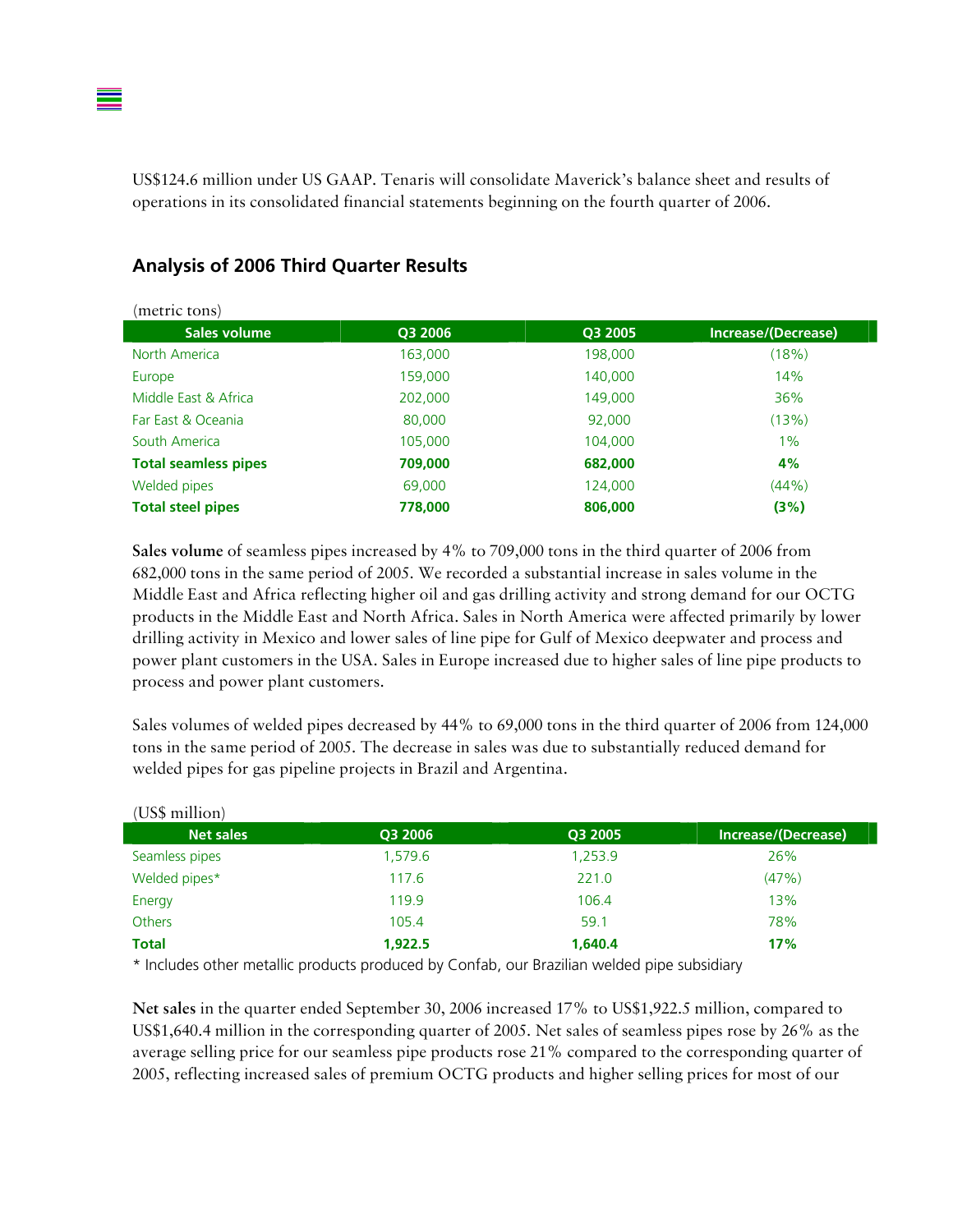US$124.6 million under US GAAP. Tenaris will consolidate Maverick's balance sheet and results of operations in its consolidated financial statements beginning on the fourth quarter of 2006.

## Analysis of 2006 Third Quarter Results

(metric tons)

| Sales volume | Q3 2006 | Q3 2005 | Increase/(Decrease) |
|---|---|---|---|
| North America | 163,000 | 198,000 | (18%) |
| Europe | 159,000 | 140,000 | 14% |
| Middle East & Africa | 202,000 | 149,000 | 36% |
| Far East & Oceania | 80,000 | 92,000 | (13%) |
| South America | 105,000 | 104,000 | 1% |
| **Total seamless pipes** | **709,000** | **682,000** | **4%** |
| Welded pipes | 69,000 | 124,000 | (44%) |
| **Total steel pipes** | **778,000** | **806,000** | **(3%)** |

**Sales volume** of seamless pipes increased by 4% to 709,000 tons in the third quarter of 2006 from 682,000 tons in the same period of 2005. We recorded a substantial increase in sales volume in the Middle East and Africa reflecting higher oil and gas drilling activity and strong demand for our OCTG products in the Middle East and North Africa. Sales in North America were affected primarily by lower drilling activity in Mexico and lower sales of line pipe for Gulf of Mexico deepwater and process and power plant customers in the USA. Sales in Europe increased due to higher sales of line pipe products to process and power plant customers.

Sales volumes of welded pipes decreased by 44% to 69,000 tons in the third quarter of 2006 from 124,000 tons in the same period of 2005. The decrease in sales was due to substantially reduced demand for welded pipes for gas pipeline projects in Brazil and Argentina.

(US$ million)

| Net sales | Q3 2006 | Q3 2005 | Increase/(Decrease) |
|---|---|---|---|
| Seamless pipes | 1,579.6 | 1,253.9 | 26% |
| Welded pipes* | 117.6 | 221.0 | (47%) |
| Energy | 119.9 | 106.4 | 13% |
| Others | 105.4 | 59.1 | 78% |
| **Total** | **1,922.5** | **1,640.4** | **17%** |

* Includes other metallic products produced by Confab, our Brazilian welded pipe subsidiary

**Net sales** in the quarter ended September 30, 2006 increased 17% to US$1,922.5 million, compared to US$1,640.4 million in the corresponding quarter of 2005. Net sales of seamless pipes rose by 26% as the average selling price for our seamless pipe products rose 21% compared to the corresponding quarter of 2005, reflecting increased sales of premium OCTG products and higher selling prices for most of our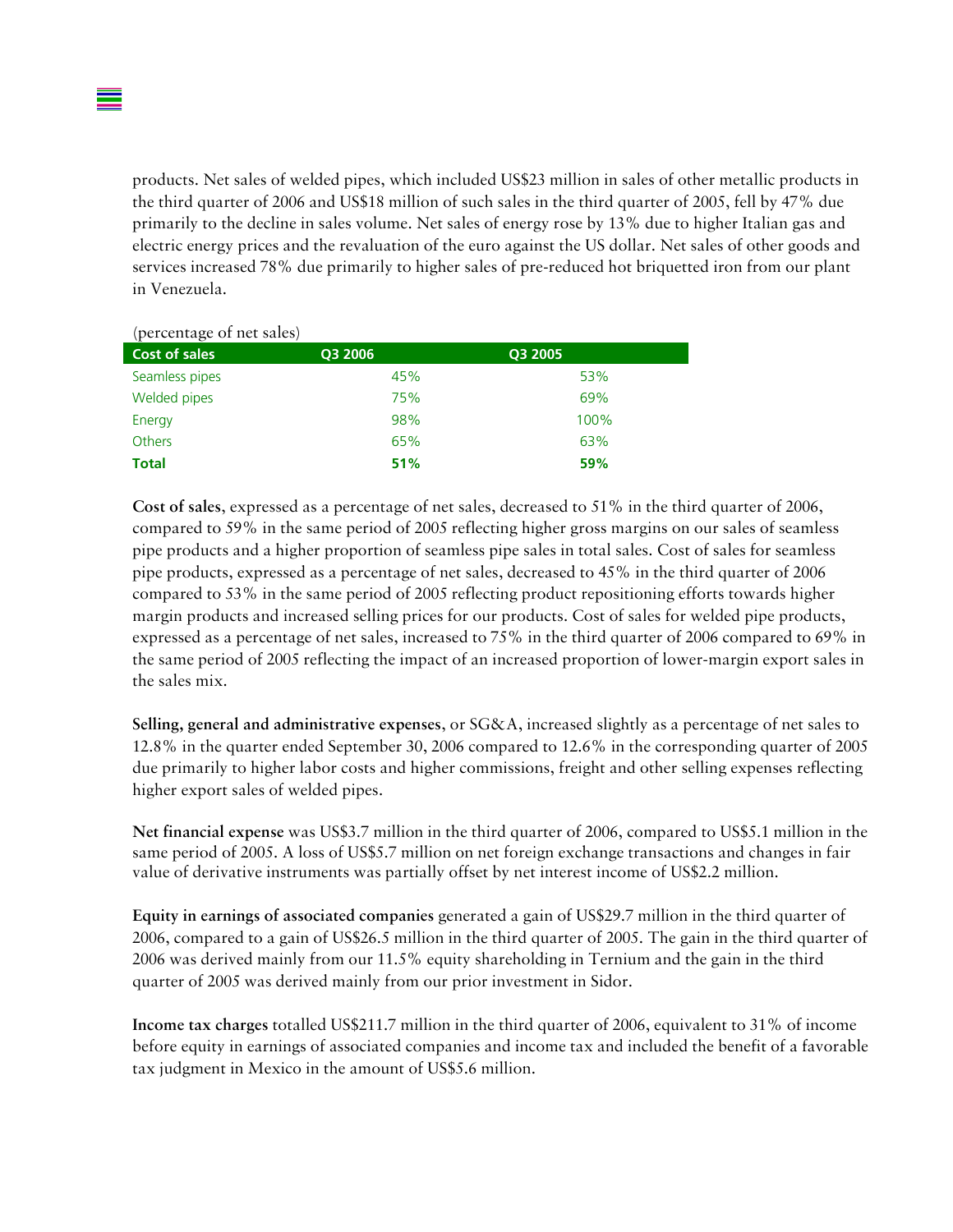products. Net sales of welded pipes, which included US$23 million in sales of other metallic products in the third quarter of 2006 and US$18 million of such sales in the third quarter of 2005, fell by 47% due primarily to the decline in sales volume. Net sales of energy rose by 13% due to higher Italian gas and electric energy prices and the revaluation of the euro against the US dollar. Net sales of other goods and services increased 78% due primarily to higher sales of pre-reduced hot briquetted iron from our plant in Venezuela.

(percentage of net sales)

| Cost of sales | Q3 2006 | Q3 2005 |
|---|---|---|
| Seamless pipes | 45% | 53% |
| Welded pipes | 75% | 69% |
| Energy | 98% | 100% |
| Others | 65% | 63% |
| **Total** | **51%** | **59%** |

**Cost of sales**, expressed as a percentage of net sales, decreased to 51% in the third quarter of 2006, compared to 59% in the same period of 2005 reflecting higher gross margins on our sales of seamless pipe products and a higher proportion of seamless pipe sales in total sales. Cost of sales for seamless pipe products, expressed as a percentage of net sales, decreased to 45% in the third quarter of 2006 compared to 53% in the same period of 2005 reflecting product repositioning efforts towards higher margin products and increased selling prices for our products. Cost of sales for welded pipe products, expressed as a percentage of net sales, increased to 75% in the third quarter of 2006 compared to 69% in the same period of 2005 reflecting the impact of an increased proportion of lower-margin export sales in the sales mix.

**Selling, general and administrative expenses**, or SG&A, increased slightly as a percentage of net sales to 12.8% in the quarter ended September 30, 2006 compared to 12.6% in the corresponding quarter of 2005 due primarily to higher labor costs and higher commissions, freight and other selling expenses reflecting higher export sales of welded pipes.

**Net financial expense** was US$3.7 million in the third quarter of 2006, compared to US$5.1 million in the same period of 2005. A loss of US$5.7 million on net foreign exchange transactions and changes in fair value of derivative instruments was partially offset by net interest income of US$2.2 million.

**Equity in earnings of associated companies** generated a gain of US$29.7 million in the third quarter of 2006, compared to a gain of US$26.5 million in the third quarter of 2005. The gain in the third quarter of 2006 was derived mainly from our 11.5% equity shareholding in Ternium and the gain in the third quarter of 2005 was derived mainly from our prior investment in Sidor.

**Income tax charges** totalled US$211.7 million in the third quarter of 2006, equivalent to 31% of income before equity in earnings of associated companies and income tax and included the benefit of a favorable tax judgment in Mexico in the amount of US$5.6 million.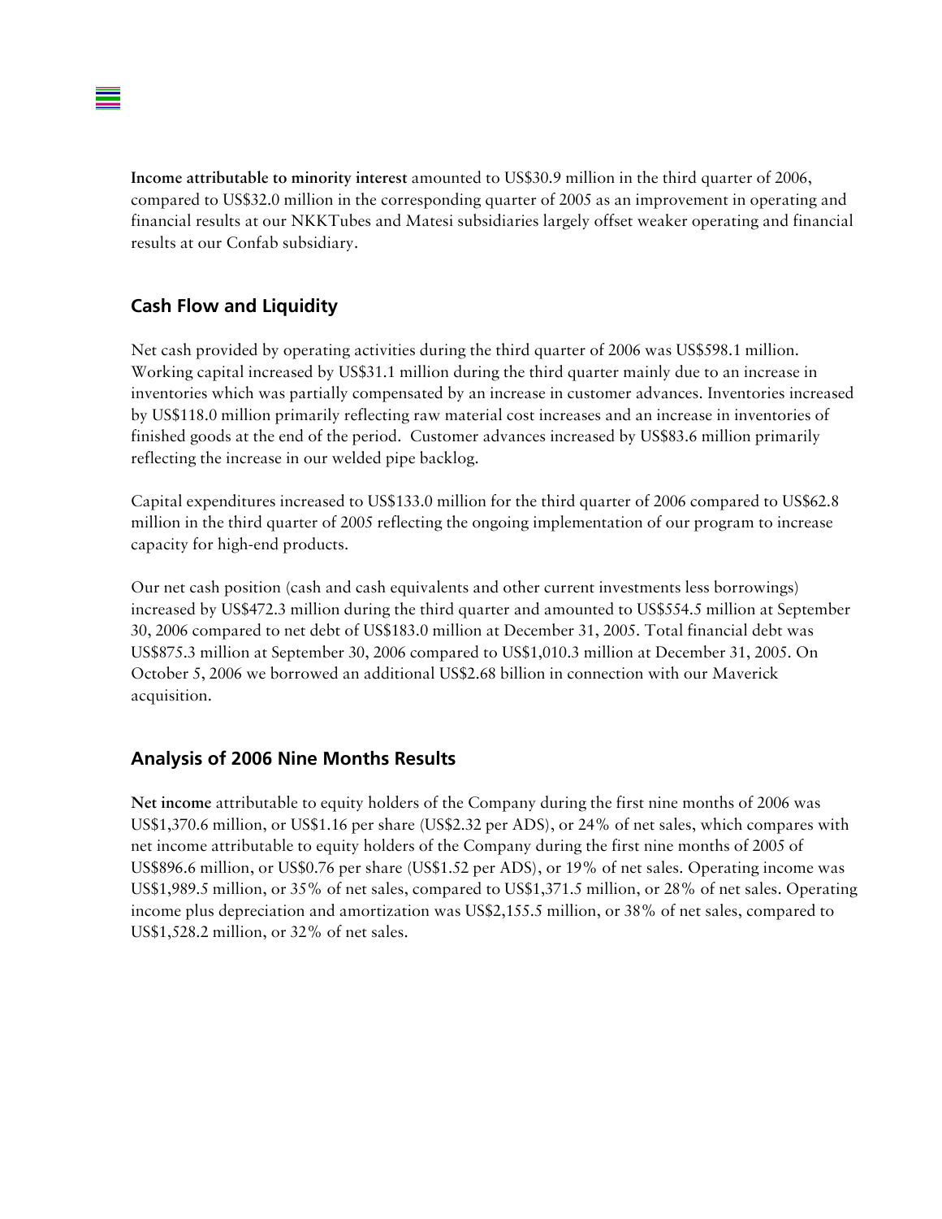**Income attributable to minority interest** amounted to US$30.9 million in the third quarter of 2006, compared to US$32.0 million in the corresponding quarter of 2005 as an improvement in operating and financial results at our NKKTubes and Matesi subsidiaries largely offset weaker operating and financial results at our Confab subsidiary.

## Cash Flow and Liquidity

Net cash provided by operating activities during the third quarter of 2006 was US$598.1 million. Working capital increased by US$31.1 million during the third quarter mainly due to an increase in inventories which was partially compensated by an increase in customer advances. Inventories increased by US$118.0 million primarily reflecting raw material cost increases and an increase in inventories of finished goods at the end of the period. Customer advances increased by US$83.6 million primarily reflecting the increase in our welded pipe backlog.

Capital expenditures increased to US$133.0 million for the third quarter of 2006 compared to US$62.8 million in the third quarter of 2005 reflecting the ongoing implementation of our program to increase capacity for high-end products.

Our net cash position (cash and cash equivalents and other current investments less borrowings) increased by US$472.3 million during the third quarter and amounted to US$554.5 million at September 30, 2006 compared to net debt of US$183.0 million at December 31, 2005. Total financial debt was US$875.3 million at September 30, 2006 compared to US$1,010.3 million at December 31, 2005. On October 5, 2006 we borrowed an additional US$2.68 billion in connection with our Maverick acquisition.

## Analysis of 2006 Nine Months Results

**Net income** attributable to equity holders of the Company during the first nine months of 2006 was US$1,370.6 million, or US$1.16 per share (US$2.32 per ADS), or 24% of net sales, which compares with net income attributable to equity holders of the Company during the first nine months of 2005 of US$896.6 million, or US$0.76 per share (US$1.52 per ADS), or 19% of net sales. Operating income was US$1,989.5 million, or 35% of net sales, compared to US$1,371.5 million, or 28% of net sales. Operating income plus depreciation and amortization was US$2,155.5 million, or 38% of net sales, compared to US$1,528.2 million, or 32% of net sales.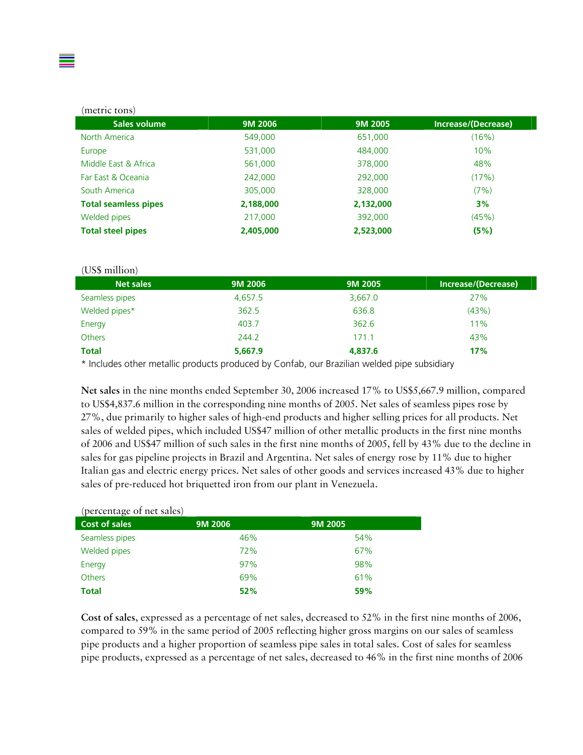(metric tons)

| Sales volume | 9M 2006 | 9M 2005 | Increase/(Decrease) |
|---|---|---|---|
| North America | 549,000 | 651,000 | (16%) |
| Europe | 531,000 | 484,000 | 10% |
| Middle East & Africa | 561,000 | 378,000 | 48% |
| Far East & Oceania | 242,000 | 292,000 | (17%) |
| South America | 305,000 | 328,000 | (7%) |
| **Total seamless pipes** | **2,188,000** | **2,132,000** | **3%** |
| Welded pipes | 217,000 | 392,000 | (45%) |
| **Total steel pipes** | **2,405,000** | **2,523,000** | **(5%)** |

(US$ million)

| Net sales | 9M 2006 | 9M 2005 | Increase/(Decrease) |
|---|---|---|---|
| Seamless pipes | 4,657.5 | 3,667.0 | 27% |
| Welded pipes* | 362.5 | 636.8 | (43%) |
| Energy | 403.7 | 362.6 | 11% |
| Others | 244.2 | 171.1 | 43% |
| **Total** | **5,667.9** | **4,837.6** | **17%** |

* Includes other metallic products produced by Confab, our Brazilian welded pipe subsidiary

**Net sales** in the nine months ended September 30, 2006 increased 17% to US$5,667.9 million, compared to US$4,837.6 million in the corresponding nine months of 2005. Net sales of seamless pipes rose by 27%, due primarily to higher sales of high-end products and higher selling prices for all products. Net sales of welded pipes, which included US$47 million of other metallic products in the first nine months of 2006 and US$47 million of such sales in the first nine months of 2005, fell by 43% due to the decline in sales for gas pipeline projects in Brazil and Argentina. Net sales of energy rose by 11% due to higher Italian gas and electric energy prices. Net sales of other goods and services increased 43% due to higher sales of pre-reduced hot briquetted iron from our plant in Venezuela.

(percentage of net sales)

| Cost of sales | 9M 2006 | 9M 2005 |
|---|---|---|
| Seamless pipes | 46% | 54% |
| Welded pipes | 72% | 67% |
| Energy | 97% | 98% |
| Others | 69% | 61% |
| **Total** | **52%** | **59%** |

**Cost of sales**, expressed as a percentage of net sales, decreased to 52% in the first nine months of 2006, compared to 59% in the same period of 2005 reflecting higher gross margins on our sales of seamless pipe products and a higher proportion of seamless pipe sales in total sales. Cost of sales for seamless pipe products, expressed as a percentage of net sales, decreased to 46% in the first nine months of 2006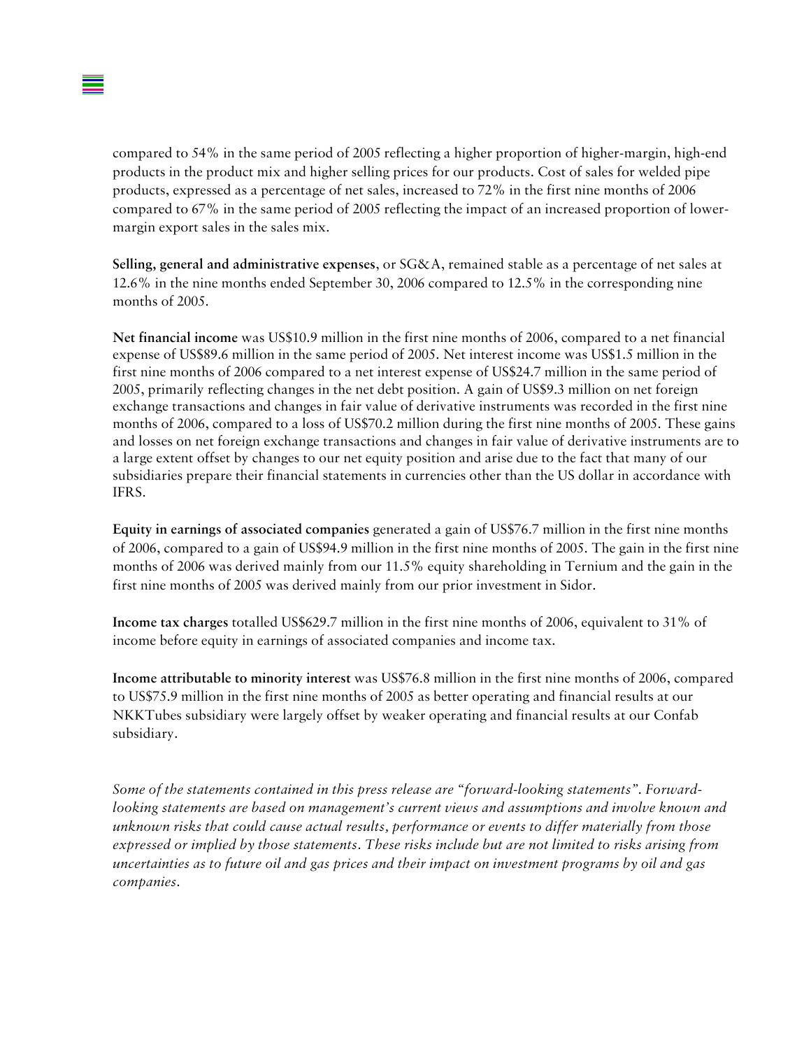compared to 54% in the same period of 2005 reflecting a higher proportion of higher-margin, high-end products in the product mix and higher selling prices for our products. Cost of sales for welded pipe products, expressed as a percentage of net sales, increased to 72% in the first nine months of 2006 compared to 67% in the same period of 2005 reflecting the impact of an increased proportion of lower-margin export sales in the sales mix.

**Selling, general and administrative expenses**, or SG&A, remained stable as a percentage of net sales at 12.6% in the nine months ended September 30, 2006 compared to 12.5% in the corresponding nine months of 2005.

**Net financial income** was US$10.9 million in the first nine months of 2006, compared to a net financial expense of US$89.6 million in the same period of 2005. Net interest income was US$1.5 million in the first nine months of 2006 compared to a net interest expense of US$24.7 million in the same period of 2005, primarily reflecting changes in the net debt position. A gain of US$9.3 million on net foreign exchange transactions and changes in fair value of derivative instruments was recorded in the first nine months of 2006, compared to a loss of US$70.2 million during the first nine months of 2005. These gains and losses on net foreign exchange transactions and changes in fair value of derivative instruments are to a large extent offset by changes to our net equity position and arise due to the fact that many of our subsidiaries prepare their financial statements in currencies other than the US dollar in accordance with IFRS.

**Equity in earnings of associated companies** generated a gain of US$76.7 million in the first nine months of 2006, compared to a gain of US$94.9 million in the first nine months of 2005. The gain in the first nine months of 2006 was derived mainly from our 11.5% equity shareholding in Ternium and the gain in the first nine months of 2005 was derived mainly from our prior investment in Sidor.

**Income tax charges** totalled US$629.7 million in the first nine months of 2006, equivalent to 31% of income before equity in earnings of associated companies and income tax.

**Income attributable to minority interest** was US$76.8 million in the first nine months of 2006, compared to US$75.9 million in the first nine months of 2005 as better operating and financial results at our NKKTubes subsidiary were largely offset by weaker operating and financial results at our Confab subsidiary.

*Some of the statements contained in this press release are "forward-looking statements". Forward-looking statements are based on management's current views and assumptions and involve known and unknown risks that could cause actual results, performance or events to differ materially from those expressed or implied by those statements. These risks include but are not limited to risks arising from uncertainties as to future oil and gas prices and their impact on investment programs by oil and gas companies.*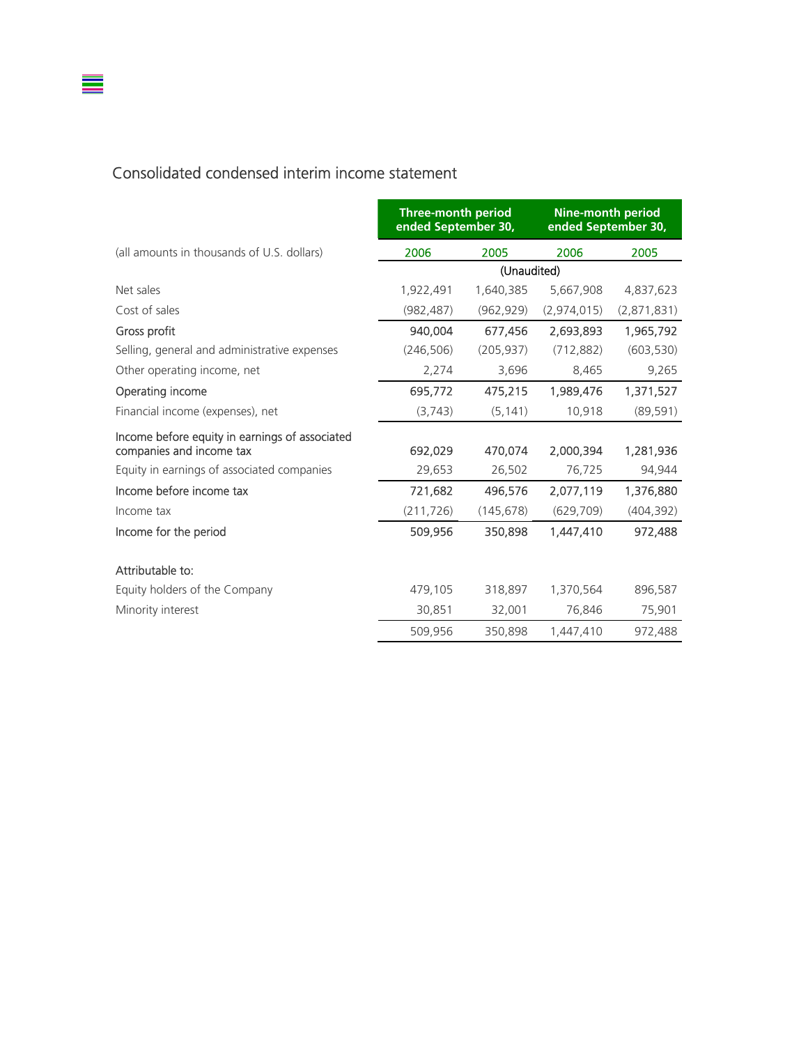## Consolidated condensed interim income statement

| (all amounts in thousands of U.S. dollars) | Three-month period ended September 30, | | Nine-month period ended September 30, | |
|---|---|---|---|---|
| | 2006 | 2005 | 2006 | 2005 |
| | (Unaudited) | | | |
| Net sales | 1,922,491 | 1,640,385 | 5,667,908 | 4,837,623 |
| Cost of sales | (982,487) | (962,929) | (2,974,015) | (2,871,831) |
| Gross profit | 940,004 | 677,456 | 2,693,893 | 1,965,792 |
| Selling, general and administrative expenses | (246,506) | (205,937) | (712,882) | (603,530) |
| Other operating income, net | 2,274 | 3,696 | 8,465 | 9,265 |
| Operating income | 695,772 | 475,215 | 1,989,476 | 1,371,527 |
| Financial income (expenses), net | (3,743) | (5,141) | 10,918 | (89,591) |
| Income before equity in earnings of associated companies and income tax | 692,029 | 470,074 | 2,000,394 | 1,281,936 |
| Equity in earnings of associated companies | 29,653 | 26,502 | 76,725 | 94,944 |
| Income before income tax | 721,682 | 496,576 | 2,077,119 | 1,376,880 |
| Income tax | (211,726) | (145,678) | (629,709) | (404,392) |
| Income for the period | 509,956 | 350,898 | 1,447,410 | 972,488 |
| | | | | |
| Attributable to: | | | | |
| Equity holders of the Company | 479,105 | 318,897 | 1,370,564 | 896,587 |
| Minority interest | 30,851 | 32,001 | 76,846 | 75,901 |
| | 509,956 | 350,898 | 1,447,410 | 972,488 |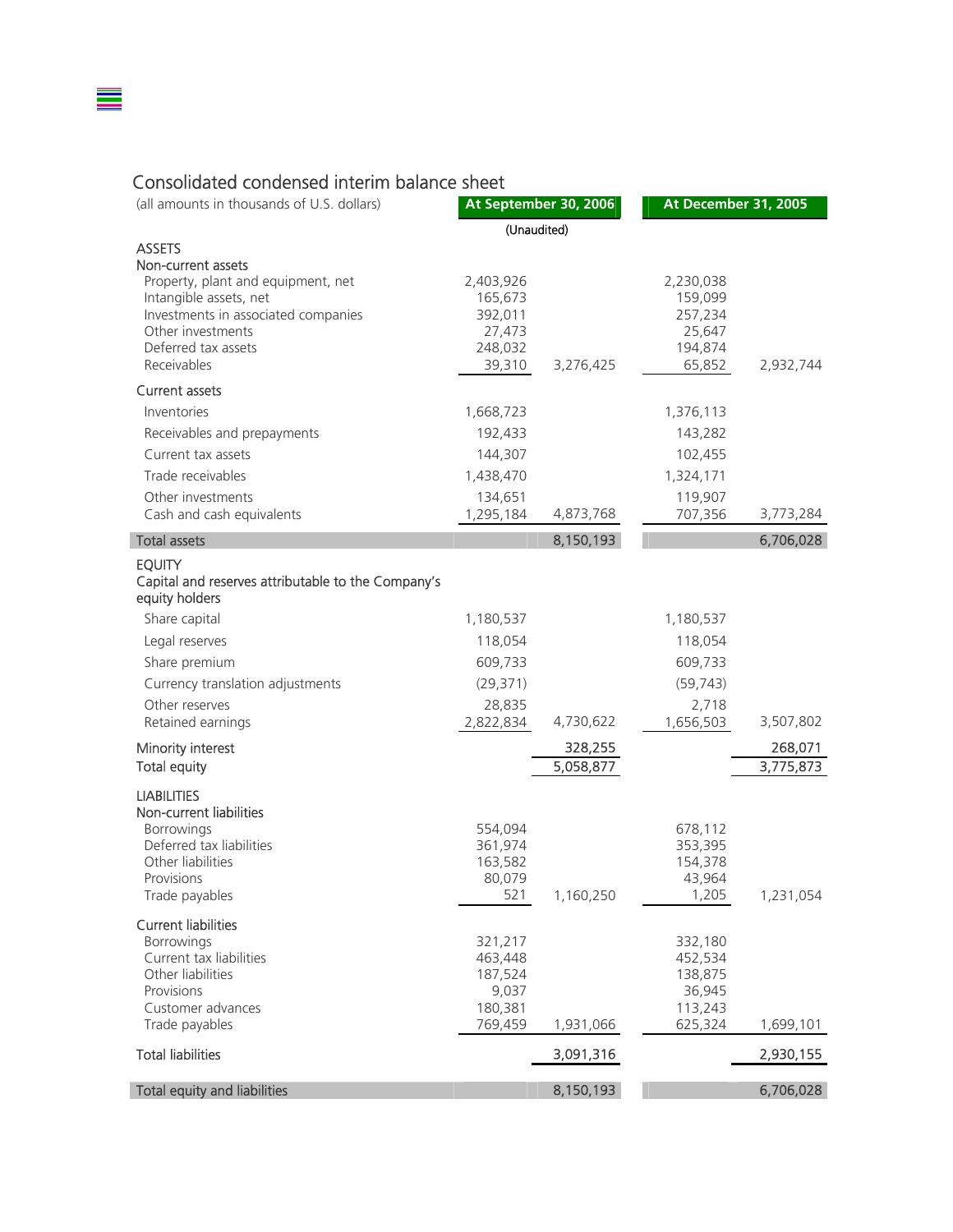## Consolidated condensed interim balance sheet

| (all amounts in thousands of U.S. dollars) | At September 30, 2006 | | At December 31, 2005 | |
|---|---|---|---|---|
| | (Unaudited) | | | |
| **ASSETS** | | | | |
| **Non-current assets** | | | | |
| Property, plant and equipment, net | 2,403,926 | | 2,230,038 | |
| Intangible assets, net | 165,673 | | 159,099 | |
| Investments in associated companies | 392,011 | | 257,234 | |
| Other investments | 27,473 | | 25,647 | |
| Deferred tax assets | 248,032 | | 194,874 | |
| Receivables | 39,310 | 3,276,425 | 65,852 | 2,932,744 |
| **Current assets** | | | | |
| Inventories | 1,668,723 | | 1,376,113 | |
| Receivables and prepayments | 192,433 | | 143,282 | |
| Current tax assets | 144,307 | | 102,455 | |
| Trade receivables | 1,438,470 | | 1,324,171 | |
| Other investments | 134,651 | | 119,907 | |
| Cash and cash equivalents | 1,295,184 | 4,873,768 | 707,356 | 3,773,284 |
| **Total assets** | | 8,150,193 | | 6,706,028 |
| **EQUITY** | | | | |
| **Capital and reserves attributable to the Company's equity holders** | | | | |
| Share capital | 1,180,537 | | 1,180,537 | |
| Legal reserves | 118,054 | | 118,054 | |
| Share premium | 609,733 | | 609,733 | |
| Currency translation adjustments | (29,371) | | (59,743) | |
| Other reserves | 28,835 | | 2,718 | |
| Retained earnings | 2,822,834 | 4,730,622 | 1,656,503 | 3,507,802 |
| Minority interest | | 328,255 | | 268,071 |
| Total equity | | 5,058,877 | | 3,775,873 |
| **LIABILITIES** | | | | |
| **Non-current liabilities** | | | | |
| Borrowings | 554,094 | | 678,112 | |
| Deferred tax liabilities | 361,974 | | 353,395 | |
| Other liabilities | 163,582 | | 154,378 | |
| Provisions | 80,079 | | 43,964 | |
| Trade payables | 521 | 1,160,250 | 1,205 | 1,231,054 |
| **Current liabilities** | | | | |
| Borrowings | 321,217 | | 332,180 | |
| Current tax liabilities | 463,448 | | 452,534 | |
| Other liabilities | 187,524 | | 138,875 | |
| Provisions | 9,037 | | 36,945 | |
| Customer advances | 180,381 | | 113,243 | |
| Trade payables | 769,459 | 1,931,066 | 625,324 | 1,699,101 |
| Total liabilities | | 3,091,316 | | 2,930,155 |
| **Total equity and liabilities** | | 8,150,193 | | 6,706,028 |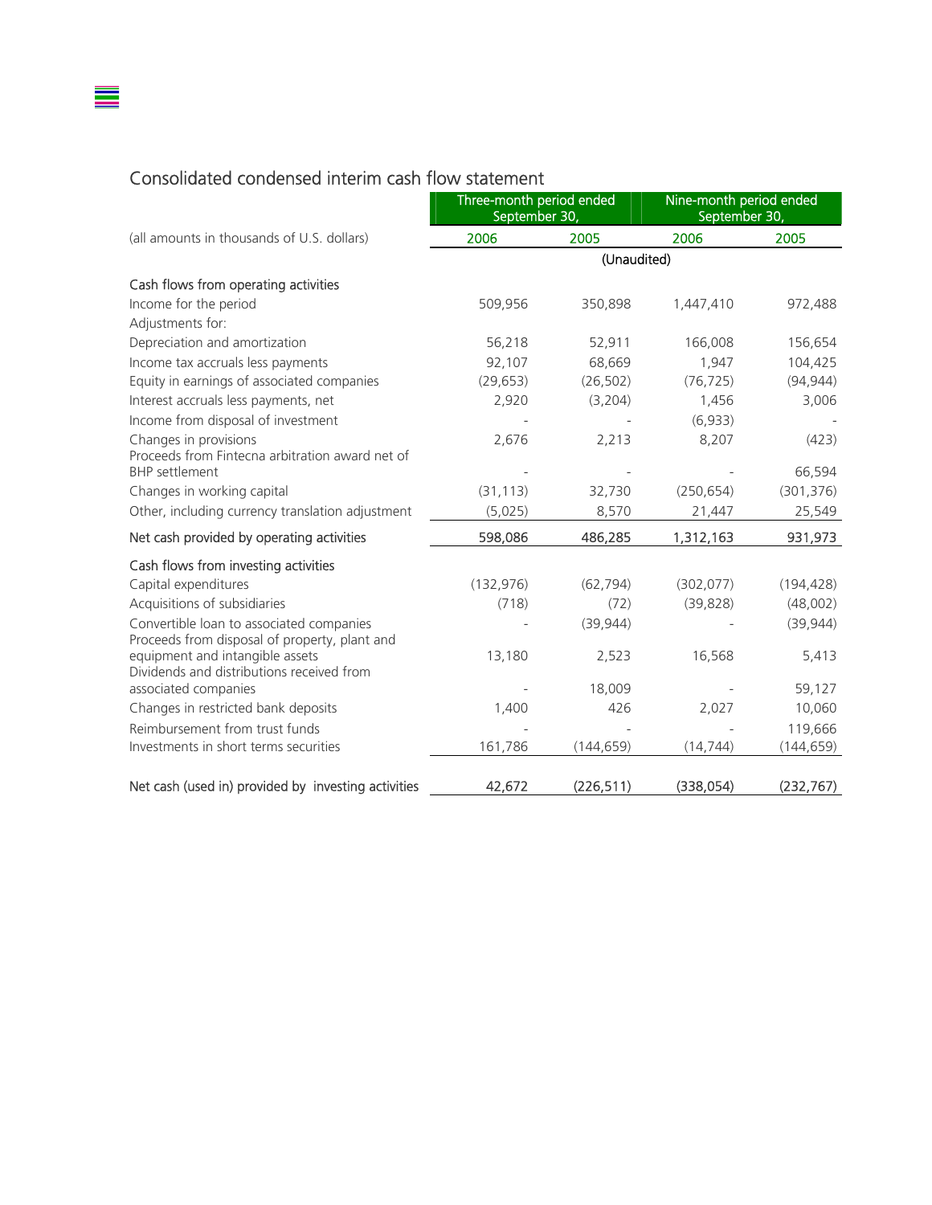## Consolidated condensed interim cash flow statement

| (all amounts in thousands of U.S. dollars) | Three-month period ended September 30, | | Nine-month period ended September 30, | |
|---|---|---|---|---|
| | 2006 | 2005 | 2006 | 2005 |
| | (Unaudited) | | | |
| **Cash flows from operating activities** | | | | |
| Income for the period | 509,956 | 350,898 | 1,447,410 | 972,488 |
| Adjustments for: | | | | |
| Depreciation and amortization | 56,218 | 52,911 | 166,008 | 156,654 |
| Income tax accruals less payments | 92,107 | 68,669 | 1,947 | 104,425 |
| Equity in earnings of associated companies | (29,653) | (26,502) | (76,725) | (94,944) |
| Interest accruals less payments, net | 2,920 | (3,204) | 1,456 | 3,006 |
| Income from disposal of investment | - | - | (6,933) | - |
| Changes in provisions | 2,676 | 2,213 | 8,207 | (423) |
| Proceeds from Fintecna arbitration award net of BHP settlement | - | - | - | 66,594 |
| Changes in working capital | (31,113) | 32,730 | (250,654) | (301,376) |
| Other, including currency translation adjustment | (5,025) | 8,570 | 21,447 | 25,549 |
| **Net cash provided by operating activities** | 598,086 | 486,285 | 1,312,163 | 931,973 |
| **Cash flows from investing activities** | | | | |
| Capital expenditures | (132,976) | (62,794) | (302,077) | (194,428) |
| Acquisitions of subsidiaries | (718) | (72) | (39,828) | (48,002) |
| Convertible loan to associated companies | - | (39,944) | - | (39,944) |
| Proceeds from disposal of property, plant and equipment and intangible assets | 13,180 | 2,523 | 16,568 | 5,413 |
| Dividends and distributions received from associated companies | - | 18,009 | - | 59,127 |
| Changes in restricted bank deposits | 1,400 | 426 | 2,027 | 10,060 |
| Reimbursement from trust funds | - | - | - | 119,666 |
| Investments in short terms securities | 161,786 | (144,659) | (14,744) | (144,659) |
| **Net cash (used in) provided by investing activities** | 42,672 | (226,511) | (338,054) | (232,767) |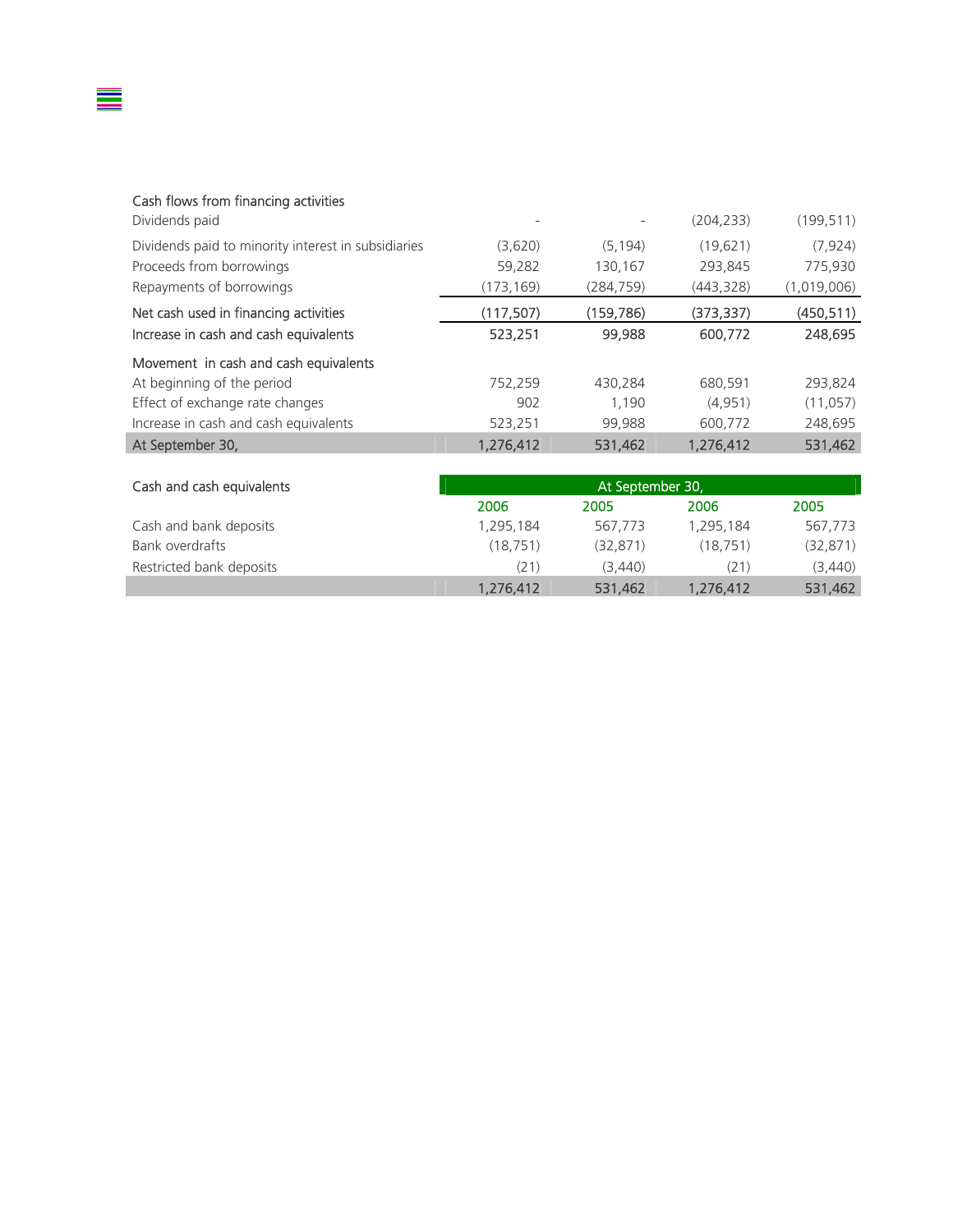| | | | | |
|---|---|---|---|---|
| **Cash flows from financing activities** | | | | |
| Dividends paid | - | - | (204,233) | (199,511) |
| Dividends paid to minority interest in subsidiaries | (3,620) | (5,194) | (19,621) | (7,924) |
| Proceeds from borrowings | 59,282 | 130,167 | 293,845 | 775,930 |
| Repayments of borrowings | (173,169) | (284,759) | (443,328) | (1,019,006) |
| Net cash used in financing activities | (117,507) | (159,786) | (373,337) | (450,511) |
| Increase in cash and cash equivalents | 523,251 | 99,988 | 600,772 | 248,695 |
| **Movement in cash and cash equivalents** | | | | |
| At beginning of the period | 752,259 | 430,284 | 680,591 | 293,824 |
| Effect of exchange rate changes | 902 | 1,190 | (4,951) | (11,057) |
| Increase in cash and cash equivalents | 523,251 | 99,988 | 600,772 | 248,695 |
| At September 30, | 1,276,412 | 531,462 | 1,276,412 | 531,462 |

| Cash and cash equivalents | At September 30, | | | |
|---|---|---|---|---|
| | 2006 | 2005 | 2006 | 2005 |
| Cash and bank deposits | 1,295,184 | 567,773 | 1,295,184 | 567,773 |
| Bank overdrafts | (18,751) | (32,871) | (18,751) | (32,871) |
| Restricted bank deposits | (21) | (3,440) | (21) | (3,440) |
| | 1,276,412 | 531,462 | 1,276,412 | 531,462 |